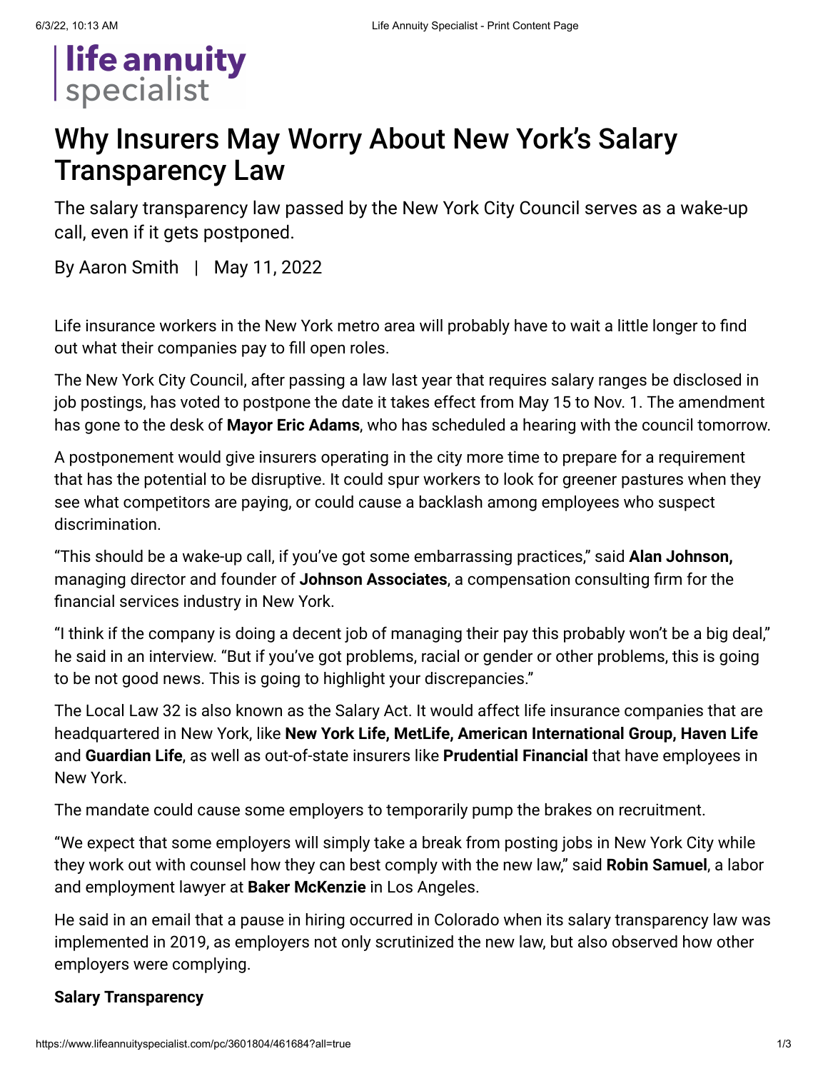# Why Insurers May Worry About New York's Salary Transparency Law

The salary transparency law passed by the New York City Council serves as a wake-up call, even if it gets postponed.

By Aaron Smith | May 11, 2022

Life insurance workers in the New York metro area will probably have to wait a little longer to find out what their companies pay to fill open roles.

The New York City Council, after passing a law last year that requires salary ranges be disclosed in job postings, has voted to postpone the date it takes effect from May 15 to Nov. 1. The amendment has gone to the desk of **Mayor Eric Adams**, who has scheduled a hearing with the council tomorrow.

A postponement would give insurers operating in the city more time to prepare for a requirement that has the potential to be disruptive. It could spur workers to look for greener pastures when they see what competitors are paying, or could cause a backlash among employees who suspect discrimination.

"This should be a wake-up call, if you've got some embarrassing practices," said **Alan Johnson,** managing director and founder of **Johnson Associates**, a compensation consulting firm for the financial services industry in New York.

"I think if the company is doing a decent job of managing their pay this probably won't be a big deal," he said in an interview. "But if you've got problems, racial or gender or other problems, this is going to be not good news. This is going to highlight your discrepancies."

The Local Law 32 is also known as the Salary Act. It would affect life insurance companies that are headquartered in New York, like **New York Life, MetLife, American International Group, Haven Life** and **Guardian Life**, as well as out-of-state insurers like **Prudential Financial** that have employees in New York.

The mandate could cause some employers to temporarily pump the brakes on recruitment.

"We expect that some employers will simply take a break from posting jobs in New York City while they work out with counsel how they can best comply with the new law," said **Robin Samuel**, a labor and employment lawyer at **Baker McKenzie** in Los Angeles.

He said in an email that a pause in hiring occurred in Colorado when its salary transparency law was implemented in 2019, as employers not only scrutinized the new law, but also observed how other employers were complying.

**Salary Transparency**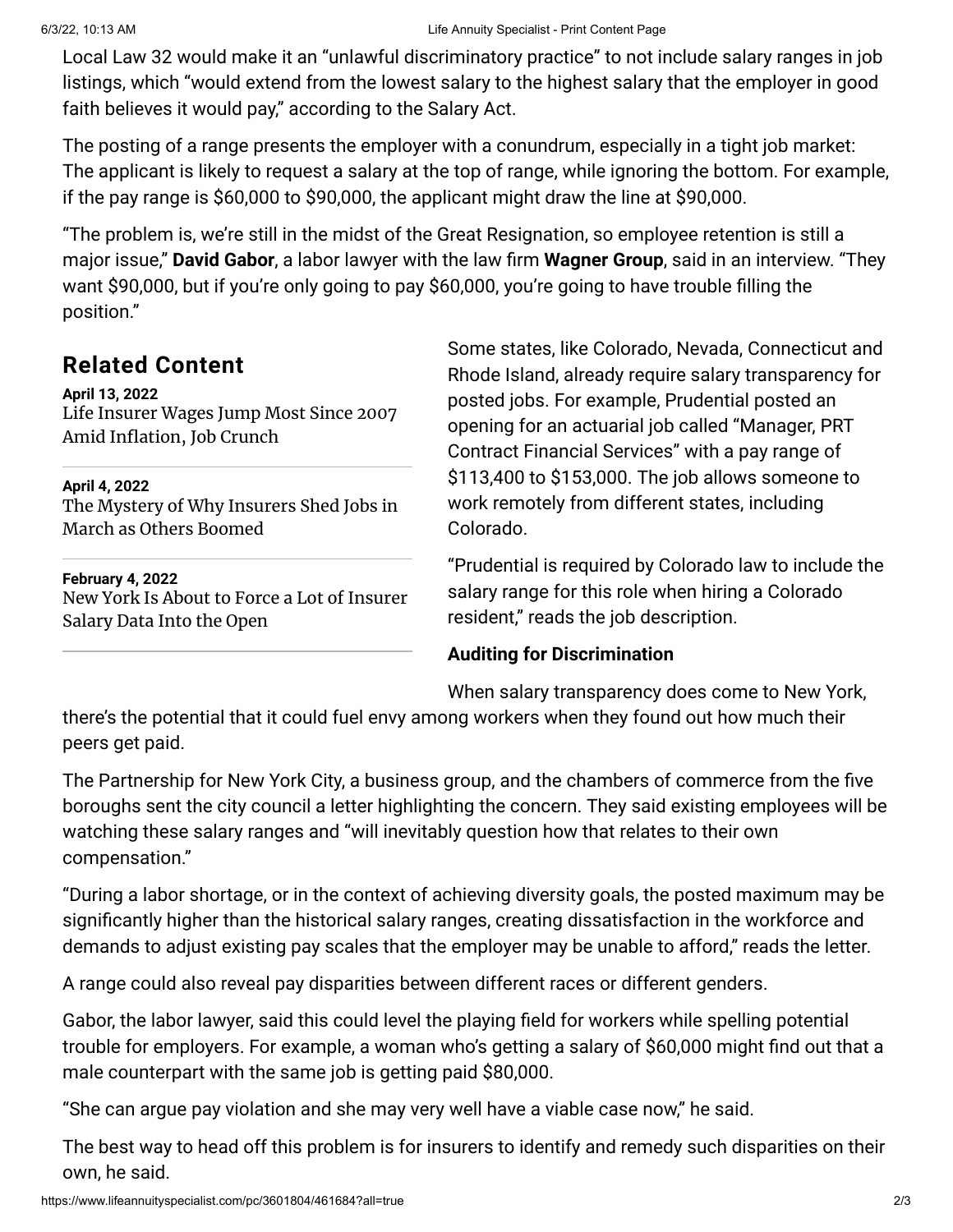Local Law 32 would make it an "unlawful discriminatory practice" to not include salary ranges in job listings, which "would extend from the lowest salary to the highest salary that the employer in good faith believes it would pay," according to the Salary Act.

The posting of a range presents the employer with a conundrum, especially in a tight job market: The applicant is likely to request a salary at the top of range, while ignoring the bottom. For example, if the pay range is $60,000 to $90,000, the applicant might draw the line at $90,000.

"The problem is, we're still in the midst of the Great Resignation, so employee retention is still a major issue," **David Gabor**, a labor lawyer with the law firm **Wagner Group**, said in an interview. "They want $90,000, but if you're only going to pay $60,000, you're going to have trouble filling the position."

## Related Content

**April 13, 2022**
Life Insurer Wages Jump Most Since 2007 Amid Inflation, Job Crunch

**April 4, 2022**
The Mystery of Why Insurers Shed Jobs in March as Others Boomed

**February 4, 2022**
New York Is About to Force a Lot of Insurer Salary Data Into the Open

Some states, like Colorado, Nevada, Connecticut and Rhode Island, already require salary transparency for posted jobs. For example, Prudential posted an opening for an actuarial job called "Manager, PRT Contract Financial Services" with a pay range of $113,400 to $153,000. The job allows someone to work remotely from different states, including Colorado.

"Prudential is required by Colorado law to include the salary range for this role when hiring a Colorado resident," reads the job description.

**Auditing for Discrimination**

When salary transparency does come to New York, there's the potential that it could fuel envy among workers when they found out how much their peers get paid.

The Partnership for New York City, a business group, and the chambers of commerce from the five boroughs sent the city council a letter highlighting the concern. They said existing employees will be watching these salary ranges and "will inevitably question how that relates to their own compensation."

"During a labor shortage, or in the context of achieving diversity goals, the posted maximum may be significantly higher than the historical salary ranges, creating dissatisfaction in the workforce and demands to adjust existing pay scales that the employer may be unable to afford," reads the letter.

A range could also reveal pay disparities between different races or different genders.

Gabor, the labor lawyer, said this could level the playing field for workers while spelling potential trouble for employers. For example, a woman who's getting a salary of $60,000 might find out that a male counterpart with the same job is getting paid $80,000.

"She can argue pay violation and she may very well have a viable case now," he said.

The best way to head off this problem is for insurers to identify and remedy such disparities on their own, he said.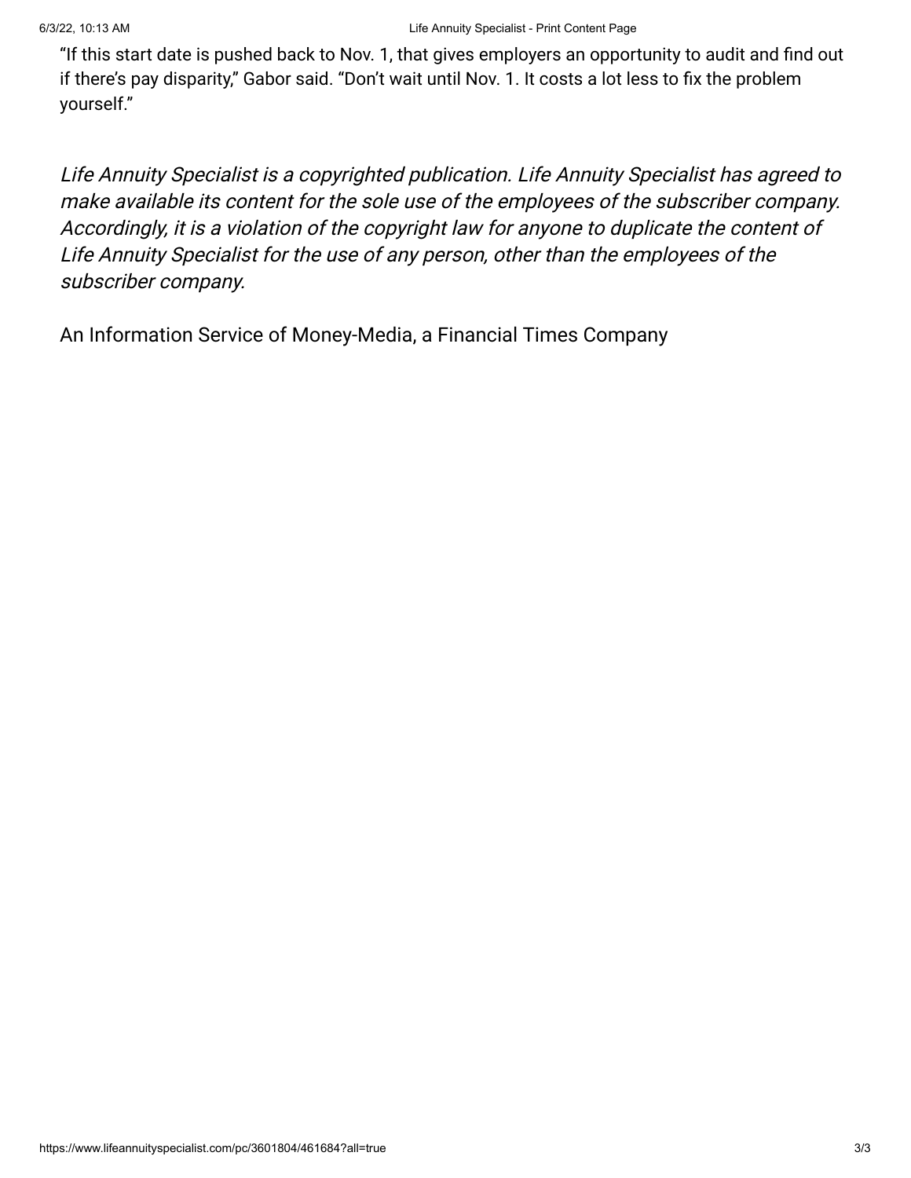"If this start date is pushed back to Nov. 1, that gives employers an opportunity to audit and find out if there's pay disparity," Gabor said. "Don't wait until Nov. 1. It costs a lot less to fix the problem yourself."

*Life Annuity Specialist is a copyrighted publication. Life Annuity Specialist has agreed to make available its content for the sole use of the employees of the subscriber company. Accordingly, it is a violation of the copyright law for anyone to duplicate the content of Life Annuity Specialist for the use of any person, other than the employees of the subscriber company.*

An Information Service of Money-Media, a Financial Times Company